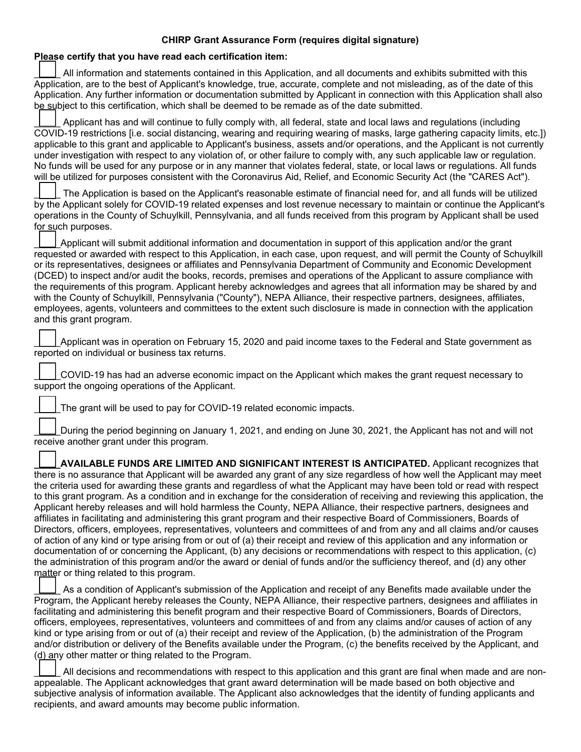**CHIRP Grant Assurance Form (requires digital signature)**

**Please certify that you have read each certification item:**

☐ All information and statements contained in this Application, and all documents and exhibits submitted with this Application, are to the best of Applicant's knowledge, true, accurate, complete and not misleading, as of the date of this Application. Any further information or documentation submitted by Applicant in connection with this Application shall also be subject to this certification, which shall be deemed to be remade as of the date submitted.

☐ Applicant has and will continue to fully comply with, all federal, state and local laws and regulations (including COVID-19 restrictions [i.e. social distancing, wearing and requiring wearing of masks, large gathering capacity limits, etc.]) applicable to this grant and applicable to Applicant's business, assets and/or operations, and the Applicant is not currently under investigation with respect to any violation of, or other failure to comply with, any such applicable law or regulation. No funds will be used for any purpose or in any manner that violates federal, state, or local laws or regulations. All funds will be utilized for purposes consistent with the Coronavirus Aid, Relief, and Economic Security Act (the "CARES Act").

☐ The Application is based on the Applicant's reasonable estimate of financial need for, and all funds will be utilized by the Applicant solely for COVID-19 related expenses and lost revenue necessary to maintain or continue the Applicant's operations in the County of Schuylkill, Pennsylvania, and all funds received from this program by Applicant shall be used for such purposes.

☐ Applicant will submit additional information and documentation in support of this application and/or the grant requested or awarded with respect to this Application, in each case, upon request, and will permit the County of Schuylkill or its representatives, designees or affiliates and Pennsylvania Department of Community and Economic Development (DCED) to inspect and/or audit the books, records, premises and operations of the Applicant to assure compliance with the requirements of this program. Applicant hereby acknowledges and agrees that all information may be shared by and with the County of Schuylkill, Pennsylvania ("County"), NEPA Alliance, their respective partners, designees, affiliates, employees, agents, volunteers and committees to the extent such disclosure is made in connection with the application and this grant program.

☐ Applicant was in operation on February 15, 2020 and paid income taxes to the Federal and State government as reported on individual or business tax returns.

☐ COVID-19 has had an adverse economic impact on the Applicant which makes the grant request necessary to support the ongoing operations of the Applicant.

☐ The grant will be used to pay for COVID-19 related economic impacts.

☐ During the period beginning on January 1, 2021, and ending on June 30, 2021, the Applicant has not and will not receive another grant under this program.

☐ **AVAILABLE FUNDS ARE LIMITED AND SIGNIFICANT INTEREST IS ANTICIPATED.** Applicant recognizes that there is no assurance that Applicant will be awarded any grant of any size regardless of how well the Applicant may meet the criteria used for awarding these grants and regardless of what the Applicant may have been told or read with respect to this grant program. As a condition and in exchange for the consideration of receiving and reviewing this application, the Applicant hereby releases and will hold harmless the County, NEPA Alliance, their respective partners, designees and affiliates in facilitating and administering this grant program and their respective Board of Commissioners, Boards of Directors, officers, employees, representatives, volunteers and committees of and from any and all claims and/or causes of action of any kind or type arising from or out of (a) their receipt and review of this application and any information or documentation of or concerning the Applicant, (b) any decisions or recommendations with respect to this application, (c) the administration of this program and/or the award or denial of funds and/or the sufficiency thereof, and (d) any other matter or thing related to this program.

☐ As a condition of Applicant's submission of the Application and receipt of any Benefits made available under the Program, the Applicant hereby releases the County, NEPA Alliance, their respective partners, designees and affiliates in facilitating and administering this benefit program and their respective Board of Commissioners, Boards of Directors, officers, employees, representatives, volunteers and committees of and from any claims and/or causes of action of any kind or type arising from or out of (a) their receipt and review of the Application, (b) the administration of the Program and/or distribution or delivery of the Benefits available under the Program, (c) the benefits received by the Applicant, and (d) any other matter or thing related to the Program.

☐ All decisions and recommendations with respect to this application and this grant are final when made and are non-appealable. The Applicant acknowledges that grant award determination will be made based on both objective and subjective analysis of information available. The Applicant also acknowledges that the identity of funding applicants and recipients, and award amounts may become public information.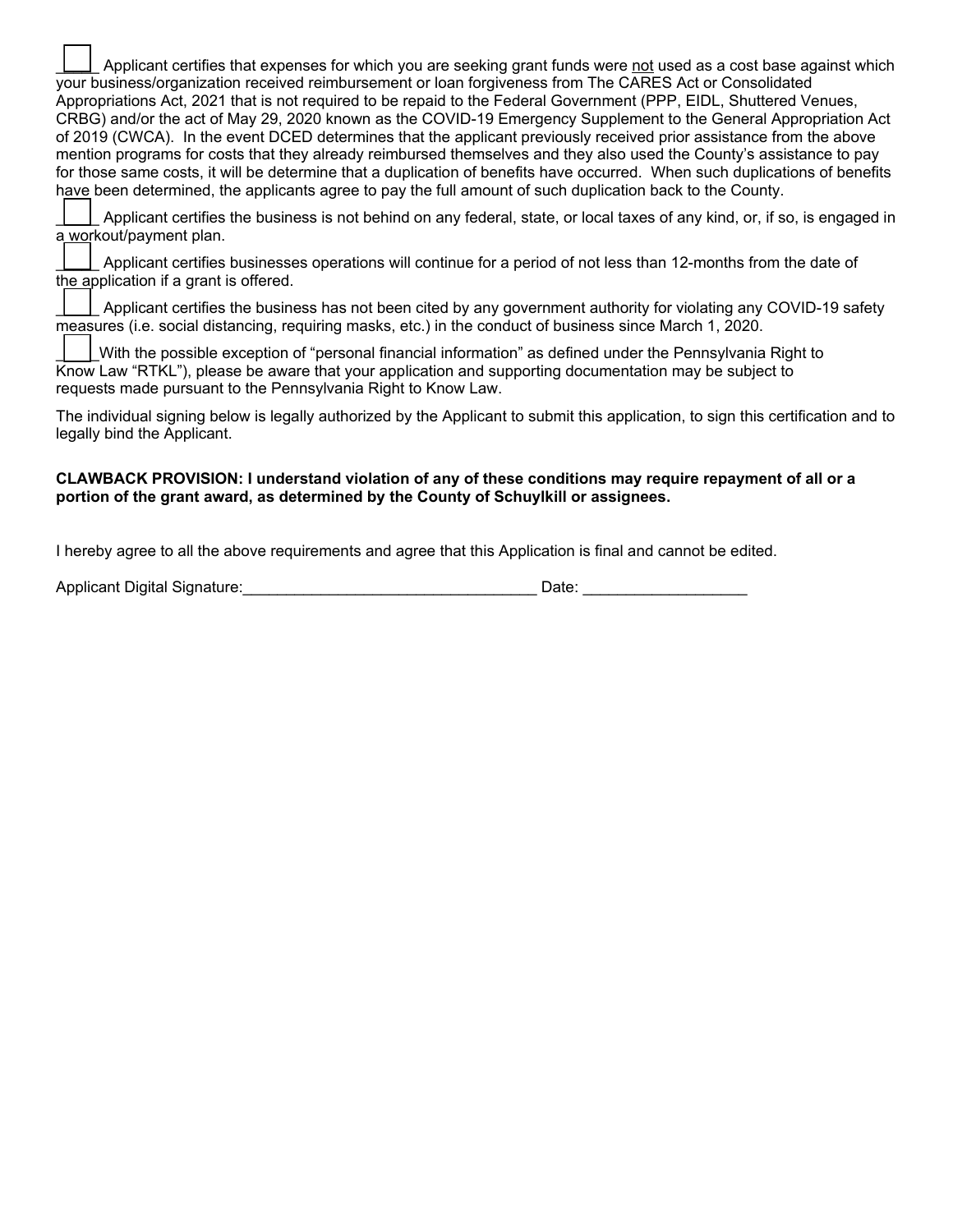☐ Applicant certifies that expenses for which you are seeking grant funds were <u>not</u> used as a cost base against which your business/organization received reimbursement or loan forgiveness from The CARES Act or Consolidated Appropriations Act, 2021 that is not required to be repaid to the Federal Government (PPP, EIDL, Shuttered Venues, CRBG) and/or the act of May 29, 2020 known as the COVID-19 Emergency Supplement to the General Appropriation Act of 2019 (CWCA). In the event DCED determines that the applicant previously received prior assistance from the above mention programs for costs that they already reimbursed themselves and they also used the County's assistance to pay for those same costs, it will be determine that a duplication of benefits have occurred. When such duplications of benefits have been determined, the applicants agree to pay the full amount of such duplication back to the County.

☐ Applicant certifies the business is not behind on any federal, state, or local taxes of any kind, or, if so, is engaged in a workout/payment plan.

☐ Applicant certifies businesses operations will continue for a period of not less than 12-months from the date of the application if a grant is offered.

☐ Applicant certifies the business has not been cited by any government authority for violating any COVID-19 safety measures (i.e. social distancing, requiring masks, etc.) in the conduct of business since March 1, 2020.

☐ With the possible exception of "personal financial information" as defined under the Pennsylvania Right to Know Law "RTKL"), please be aware that your application and supporting documentation may be subject to requests made pursuant to the Pennsylvania Right to Know Law.

The individual signing below is legally authorized by the Applicant to submit this application, to sign this certification and to legally bind the Applicant.

**CLAWBACK PROVISION: I understand violation of any of these conditions may require repayment of all or a portion of the grant award, as determined by the County of Schuylkill or assignees.**

I hereby agree to all the above requirements and agree that this Application is final and cannot be edited.

Applicant Digital Signature:__________________________________ Date: ___________________